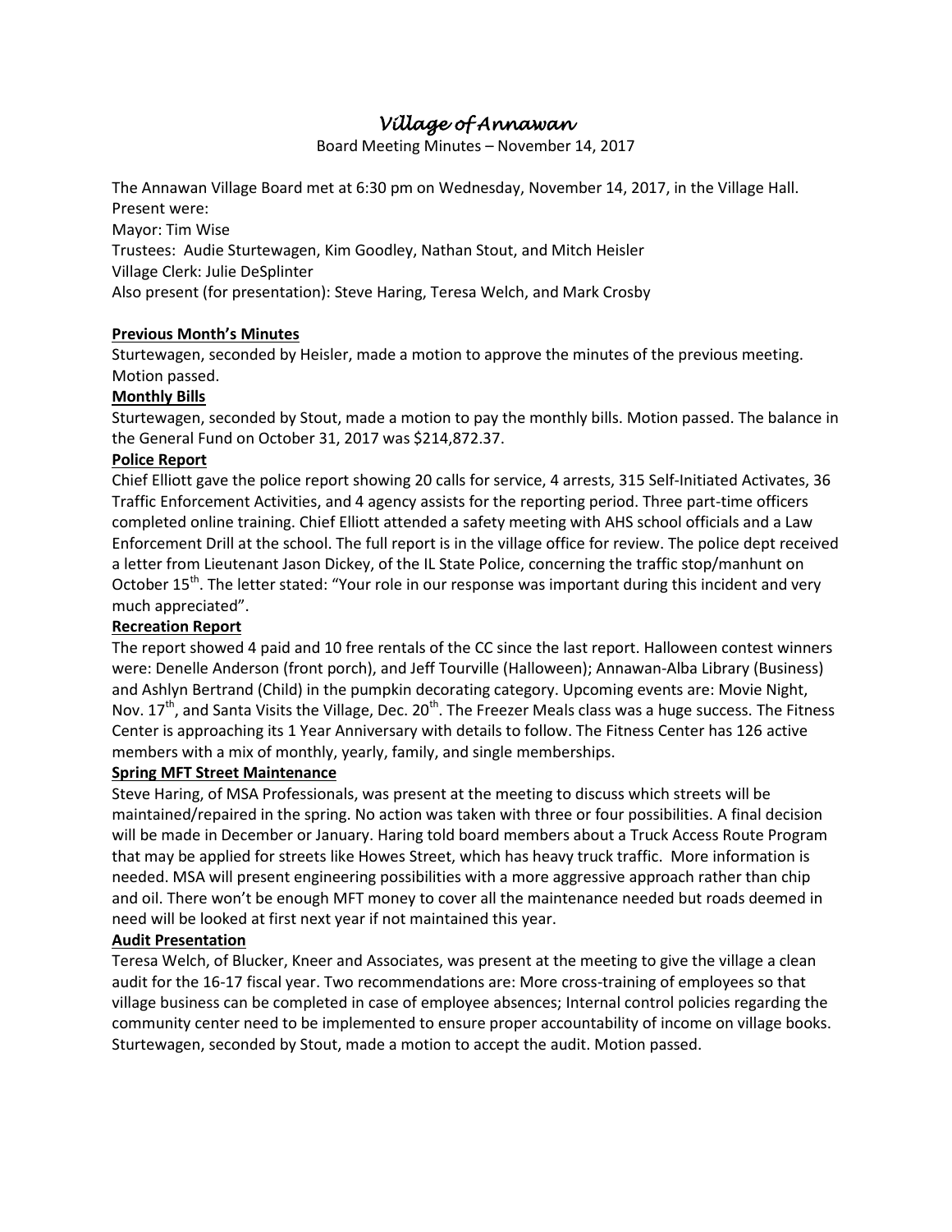# *Village of Annawan*

Board Meeting Minutes – November 14, 2017

The Annawan Village Board met at 6:30 pm on Wednesday, November 14, 2017, in the Village Hall.
Present were:
Mayor: Tim Wise
Trustees: Audie Sturtewagen, Kim Goodley, Nathan Stout, and Mitch Heisler
Village Clerk: Julie DeSplinter
Also present (for presentation): Steve Haring, Teresa Welch, and Mark Crosby

**Previous Month's Minutes**

Sturtewagen, seconded by Heisler, made a motion to approve the minutes of the previous meeting. Motion passed.

**Monthly Bills**

Sturtewagen, seconded by Stout, made a motion to pay the monthly bills. Motion passed. The balance in the General Fund on October 31, 2017 was $214,872.37.

**Police Report**

Chief Elliott gave the police report showing 20 calls for service, 4 arrests, 315 Self-Initiated Activates, 36 Traffic Enforcement Activities, and 4 agency assists for the reporting period. Three part-time officers completed online training. Chief Elliott attended a safety meeting with AHS school officials and a Law Enforcement Drill at the school. The full report is in the village office for review. The police dept received a letter from Lieutenant Jason Dickey, of the IL State Police, concerning the traffic stop/manhunt on October 15th. The letter stated: "Your role in our response was important during this incident and very much appreciated".

**Recreation Report**

The report showed 4 paid and 10 free rentals of the CC since the last report. Halloween contest winners were: Denelle Anderson (front porch), and Jeff Tourville (Halloween); Annawan-Alba Library (Business) and Ashlyn Bertrand (Child) in the pumpkin decorating category. Upcoming events are: Movie Night, Nov. 17th, and Santa Visits the Village, Dec. 20th. The Freezer Meals class was a huge success. The Fitness Center is approaching its 1 Year Anniversary with details to follow. The Fitness Center has 126 active members with a mix of monthly, yearly, family, and single memberships.

**Spring MFT Street Maintenance**

Steve Haring, of MSA Professionals, was present at the meeting to discuss which streets will be maintained/repaired in the spring. No action was taken with three or four possibilities. A final decision will be made in December or January. Haring told board members about a Truck Access Route Program that may be applied for streets like Howes Street, which has heavy truck traffic. More information is needed. MSA will present engineering possibilities with a more aggressive approach rather than chip and oil. There won't be enough MFT money to cover all the maintenance needed but roads deemed in need will be looked at first next year if not maintained this year.

**Audit Presentation**

Teresa Welch, of Blucker, Kneer and Associates, was present at the meeting to give the village a clean audit for the 16-17 fiscal year. Two recommendations are: More cross-training of employees so that village business can be completed in case of employee absences; Internal control policies regarding the community center need to be implemented to ensure proper accountability of income on village books. Sturtewagen, seconded by Stout, made a motion to accept the audit. Motion passed.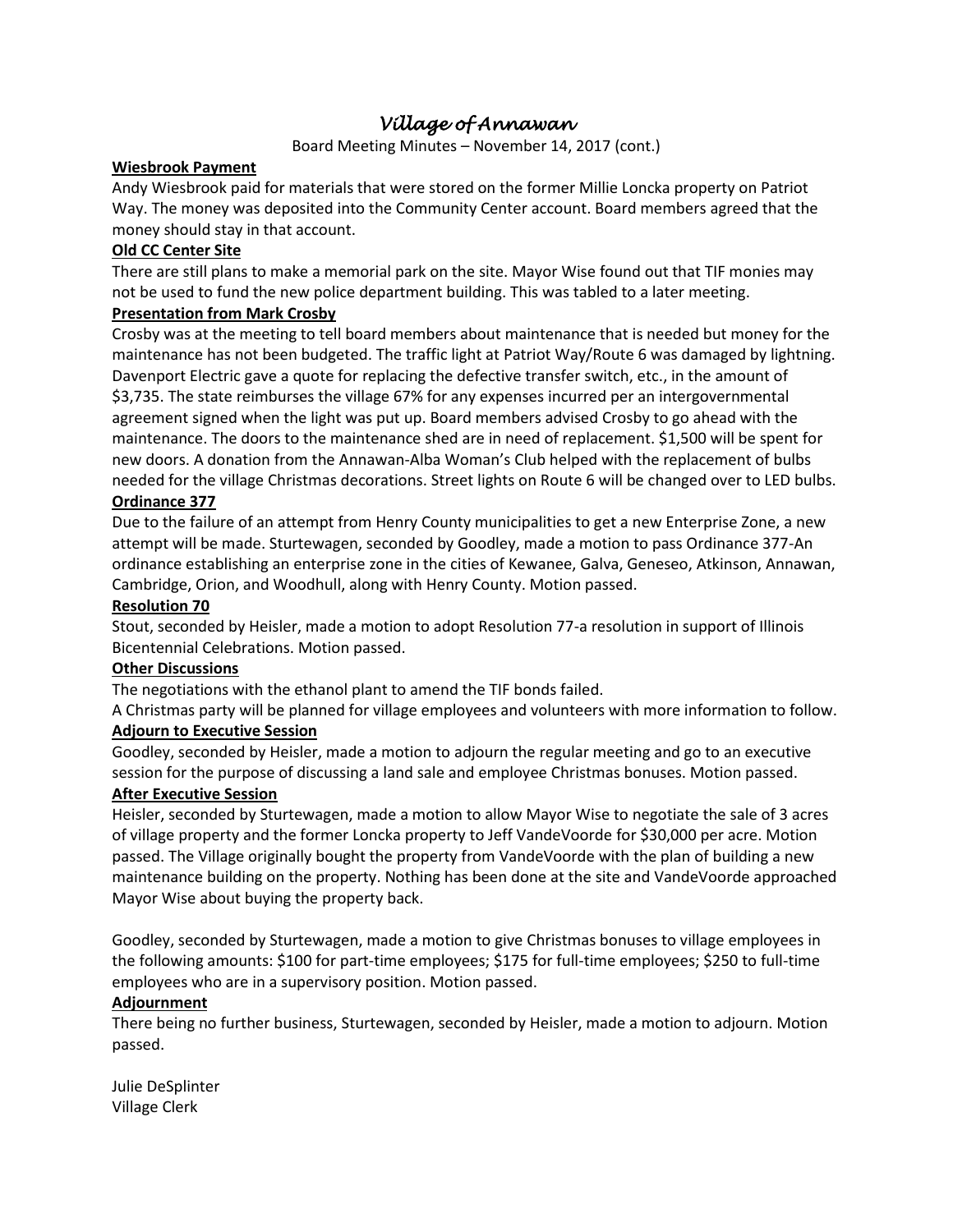# *Village of Annawan*

Board Meeting Minutes – November 14, 2017 (cont.)

**Wiesbrook Payment**

Andy Wiesbrook paid for materials that were stored on the former Millie Loncka property on Patriot Way. The money was deposited into the Community Center account. Board members agreed that the money should stay in that account.

**Old CC Center Site**

There are still plans to make a memorial park on the site. Mayor Wise found out that TIF monies may not be used to fund the new police department building. This was tabled to a later meeting.

**Presentation from Mark Crosby**

Crosby was at the meeting to tell board members about maintenance that is needed but money for the maintenance has not been budgeted. The traffic light at Patriot Way/Route 6 was damaged by lightning. Davenport Electric gave a quote for replacing the defective transfer switch, etc., in the amount of $3,735. The state reimburses the village 67% for any expenses incurred per an intergovernmental agreement signed when the light was put up. Board members advised Crosby to go ahead with the maintenance. The doors to the maintenance shed are in need of replacement. $1,500 will be spent for new doors. A donation from the Annawan-Alba Woman's Club helped with the replacement of bulbs needed for the village Christmas decorations. Street lights on Route 6 will be changed over to LED bulbs.

**Ordinance 377**

Due to the failure of an attempt from Henry County municipalities to get a new Enterprise Zone, a new attempt will be made. Sturtewagen, seconded by Goodley, made a motion to pass Ordinance 377-An ordinance establishing an enterprise zone in the cities of Kewanee, Galva, Geneseo, Atkinson, Annawan, Cambridge, Orion, and Woodhull, along with Henry County. Motion passed.

**Resolution 70**

Stout, seconded by Heisler, made a motion to adopt Resolution 77-a resolution in support of Illinois Bicentennial Celebrations. Motion passed.

**Other Discussions**

The negotiations with the ethanol plant to amend the TIF bonds failed.

A Christmas party will be planned for village employees and volunteers with more information to follow.

**Adjourn to Executive Session**

Goodley, seconded by Heisler, made a motion to adjourn the regular meeting and go to an executive session for the purpose of discussing a land sale and employee Christmas bonuses. Motion passed.

**After Executive Session**

Heisler, seconded by Sturtewagen, made a motion to allow Mayor Wise to negotiate the sale of 3 acres of village property and the former Loncka property to Jeff VandeVoorde for $30,000 per acre. Motion passed. The Village originally bought the property from VandeVoorde with the plan of building a new maintenance building on the property. Nothing has been done at the site and VandeVoorde approached Mayor Wise about buying the property back.

Goodley, seconded by Sturtewagen, made a motion to give Christmas bonuses to village employees in the following amounts: $100 for part-time employees; $175 for full-time employees; $250 to full-time employees who are in a supervisory position. Motion passed.

**Adjournment**

There being no further business, Sturtewagen, seconded by Heisler, made a motion to adjourn. Motion passed.

Julie DeSplinter
Village Clerk